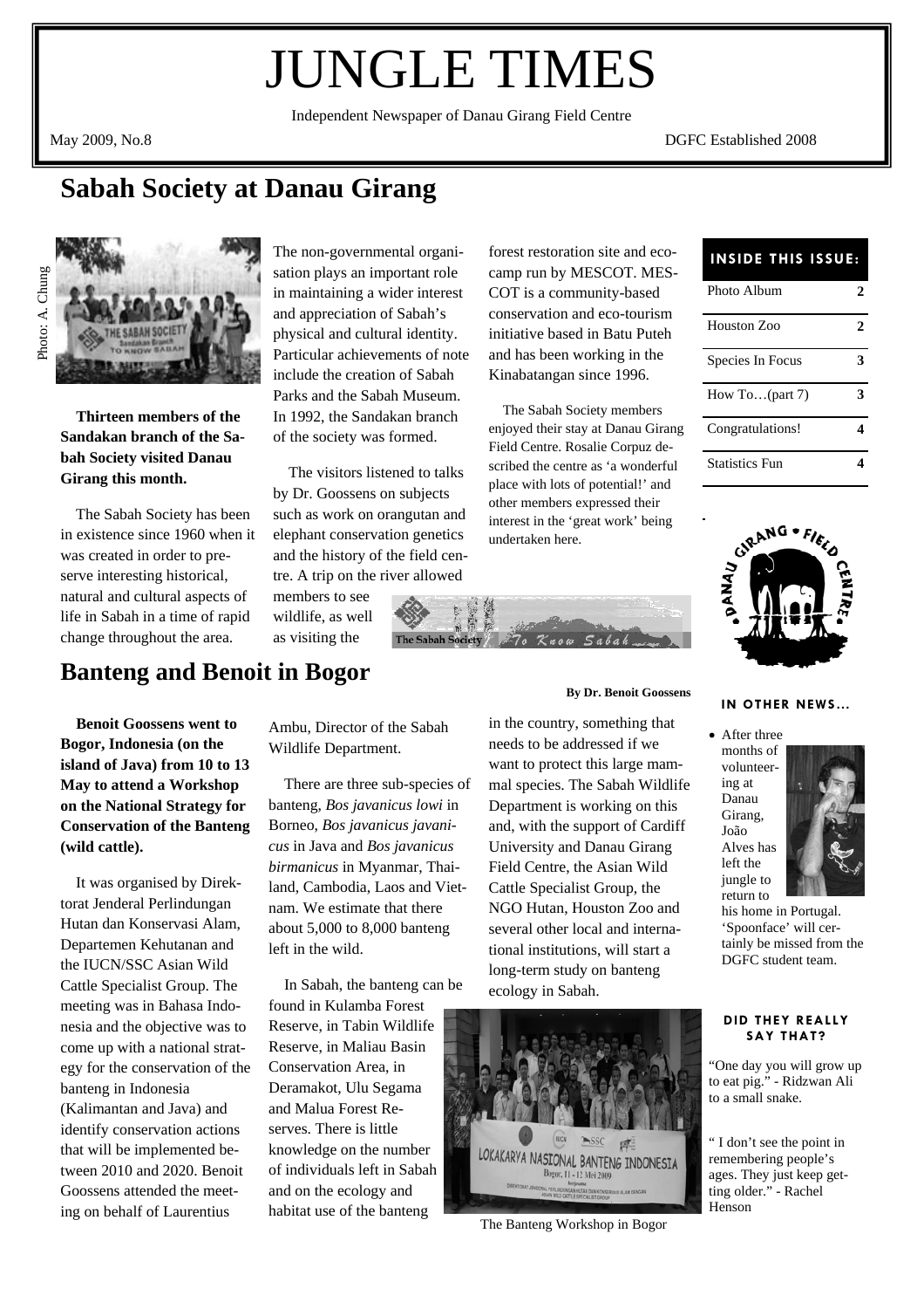# JUNGLE TIMES

Independent Newspaper of Danau Girang Field Centre

May 2009, No.8 DGFC Established 2008

## Sabah Society at Danau Girang

Photo: A. Chung

**Thirteen members of the Sandakan branch of the Sabah Society visited Danau Girang this month.**

The Sabah Society has been in existence since 1960 when it was created in order to preserve interesting historical, natural and cultural aspects of life in Sabah in a time of rapid change throughout the area.

The non-governmental organisation plays an important role in maintaining a wider interest and appreciation of Sabah's physical and cultural identity. Particular achievements of note include the creation of Sabah Parks and the Sabah Museum. In 1992, the Sandakan branch of the society was formed.

The visitors listened to talks by Dr. Goossens on subjects such as work on orangutan and elephant conservation genetics and the history of the field centre. A trip on the river allowed members to see wildlife, as well as visiting the forest restoration site and eco-camp run by MESCOT. MESCOT is a community-based conservation and eco-tourism initiative based in Batu Puteh and has been working in the Kinabatangan since 1996.

The Sabah Society members enjoyed their stay at Danau Girang Field Centre. Rosalie Corpuz described the centre as 'a wonderful place with lots of potential!' and other members expressed their interest in the 'great work' being undertaken here.

### INSIDE THIS ISSUE:

| | |
|---|---|
| Photo Album | 2 |
| Houston Zoo | 2 |
| Species In Focus | 3 |
| How To…(part 7) | 3 |
| Congratulations! | 4 |
| Statistics Fun | 4 |

## Banteng and Benoit in Bogor

**By Dr. Benoit Goossens**

**Benoit Goossens went to Bogor, Indonesia (on the island of Java) from 10 to 13 May to attend a Workshop on the National Strategy for Conservation of the Banteng (wild cattle).**

It was organised by Direktorat Jenderal Perlindungan Hutan dan Konservasi Alam, Departemen Kehutanan and the IUCN/SSC Asian Wild Cattle Specialist Group. The meeting was in Bahasa Indonesia and the objective was to come up with a national strategy for the conservation of the banteng in Indonesia (Kalimantan and Java) and identify conservation actions that will be implemented between 2010 and 2020. Benoit Goossens attended the meeting on behalf of Laurentius Ambu, Director of the Sabah Wildlife Department.

There are three sub-species of banteng, *Bos javanicus lowi* in Borneo, *Bos javanicus javanicus* in Java and *Bos javanicus birmanicus* in Myanmar, Thailand, Cambodia, Laos and Vietnam. We estimate that there about 5,000 to 8,000 banteng left in the wild.

In Sabah, the banteng can be found in Kulamba Forest Reserve, in Tabin Wildlife Reserve, in Maliau Basin Conservation Area, in Deramakot, Ulu Segama and Malua Forest Reserves. There is little knowledge on the number of individuals left in Sabah and on the ecology and habitat use of the banteng in the country, something that needs to be addressed if we want to protect this large mammal species. The Sabah Wildlife Department is working on this and, with the support of Cardiff University and Danau Girang Field Centre, the Asian Wild Cattle Specialist Group, the NGO Hutan, Houston Zoo and several other local and international institutions, will start a long-term study on banteng ecology in Sabah.

The Banteng Workshop in Bogor

### IN OTHER NEWS...

- After three months of volunteering at Danau Girang, João Alves has left the jungle to return to his home in Portugal. 'Spoonface' will certainly be missed from the DGFC student team.

### DID THEY REALLY SAY THAT?

"One day you will grow up to eat pig." - Ridzwan Ali to a small snake.

" I don't see the point in remembering people's ages. They just keep getting older." - Rachel Henson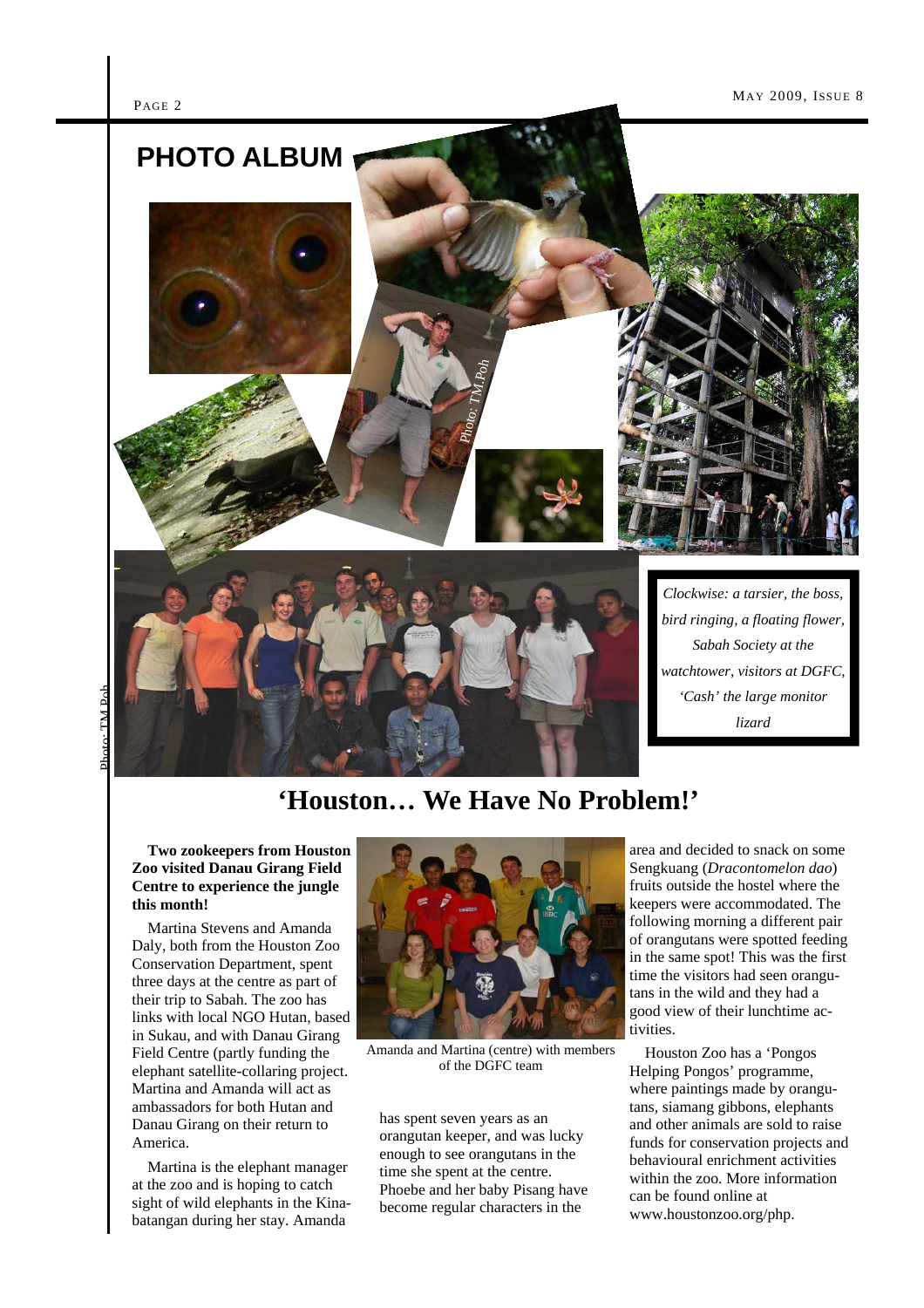# PHOTO ALBUM

Photo: TM.Poh

Photo: TM.Poh

*Clockwise: a tarsier, the boss, bird ringing, a floating flower, Sabah Society at the watchtower, visitors at DGFC, 'Cash' the large monitor lizard*

## 'Houston… We Have No Problem!'

**Two zookeepers from Houston Zoo visited Danau Girang Field Centre to experience the jungle this month!**

Martina Stevens and Amanda Daly, both from the Houston Zoo Conservation Department, spent three days at the centre as part of their trip to Sabah. The zoo has links with local NGO Hutan, based in Sukau, and with Danau Girang Field Centre (partly funding the elephant satellite-collaring project. Martina and Amanda will act as ambassadors for both Hutan and Danau Girang on their return to America.

Martina is the elephant manager at the zoo and is hoping to catch sight of wild elephants in the Kinabatangan during her stay. Amanda has spent seven years as an orangutan keeper, and was lucky enough to see orangutans in the time she spent at the centre. Phoebe and her baby Pisang have become regular characters in the area and decided to snack on some Sengkuang (*Dracontomelon dao*) fruits outside the hostel where the keepers were accommodated. The following morning a different pair of orangutans were spotted feeding in the same spot! This was the first time the visitors had seen orangutans in the wild and they had a good view of their lunchtime activities.

Amanda and Martina (centre) with members of the DGFC team

Houston Zoo has a 'Pongos Helping Pongos' programme, where paintings made by orangutans, siamang gibbons, elephants and other animals are sold to raise funds for conservation projects and behavioural enrichment activities within the zoo. More information can be found online at www.houstonzoo.org/php.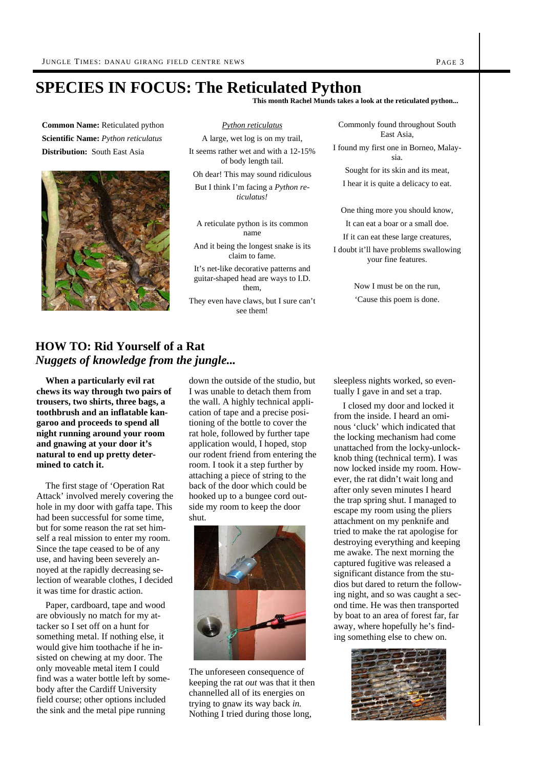# SPECIES IN FOCUS: The Reticulated Python

**This month Rachel Munds takes a look at the reticulated python...**

**Common Name:** Reticulated python
**Scientific Name:** *Python reticulatus*
**Distribution:** South East Asia

*Python reticulatus*

A large, wet log is on my trail,
It seems rather wet and with a 12-15% of body length tail.
Oh dear! This may sound ridiculous
But I think I'm facing a *Python reticulatus!*

A reticulate python is its common name
And it being the longest snake is its claim to fame.
It's net-like decorative patterns and guitar-shaped head are ways to I.D. them,
They even have claws, but I sure can't see them!

Commonly found throughout South East Asia,
I found my first one in Borneo, Malaysia.
Sought for its skin and its meat,
I hear it is quite a delicacy to eat.

One thing more you should know,
It can eat a boar or a small doe.
If it can eat these large creatures,
I doubt it'll have problems swallowing your fine features.

Now I must be on the run,
'Cause this poem is done.

## HOW TO: Rid Yourself of a Rat

### *Nuggets of knowledge from the jungle...*

**When a particularly evil rat chews its way through two pairs of trousers, two shirts, three bags, a toothbrush and an inflatable kangaroo and proceeds to spend all night running around your room and gnawing at your door it's natural to end up pretty determined to catch it.**

The first stage of 'Operation Rat Attack' involved merely covering the hole in my door with gaffa tape. This had been successful for some time, but for some reason the rat set himself a real mission to enter my room. Since the tape ceased to be of any use, and having been severely annoyed at the rapidly decreasing selection of wearable clothes, I decided it was time for drastic action.

Paper, cardboard, tape and wood are obviously no match for my attacker so I set off on a hunt for something metal. If nothing else, it would give him toothache if he insisted on chewing at my door. The only moveable metal item I could find was a water bottle left by somebody after the Cardiff University field course; other options included the sink and the metal pipe running down the outside of the studio, but I was unable to detach them from the wall. A highly technical application of tape and a precise positioning of the bottle to cover the rat hole, followed by further tape application would, I hoped, stop our rodent friend from entering the room. I took it a step further by attaching a piece of string to the back of the door which could be hooked up to a bungee cord outside my room to keep the door shut.

The unforeseen consequence of keeping the rat *out* was that it then channelled all of its energies on trying to gnaw its way back *in.* Nothing I tried during those long, sleepless nights worked, so eventually I gave in and set a trap.

I closed my door and locked it from the inside. I heard an ominous 'cluck' which indicated that the locking mechanism had come unattached from the locky-unlock-knob thing (technical term). I was now locked inside my room. However, the rat didn't wait long and after only seven minutes I heard the trap spring shut. I managed to escape my room using the pliers attachment on my penknife and tried to make the rat apologise for destroying everything and keeping me awake. The next morning the captured fugitive was released a significant distance from the studios but dared to return the following night, and so was caught a second time. He was then transported by boat to an area of forest far, far away, where hopefully he's finding something else to chew on.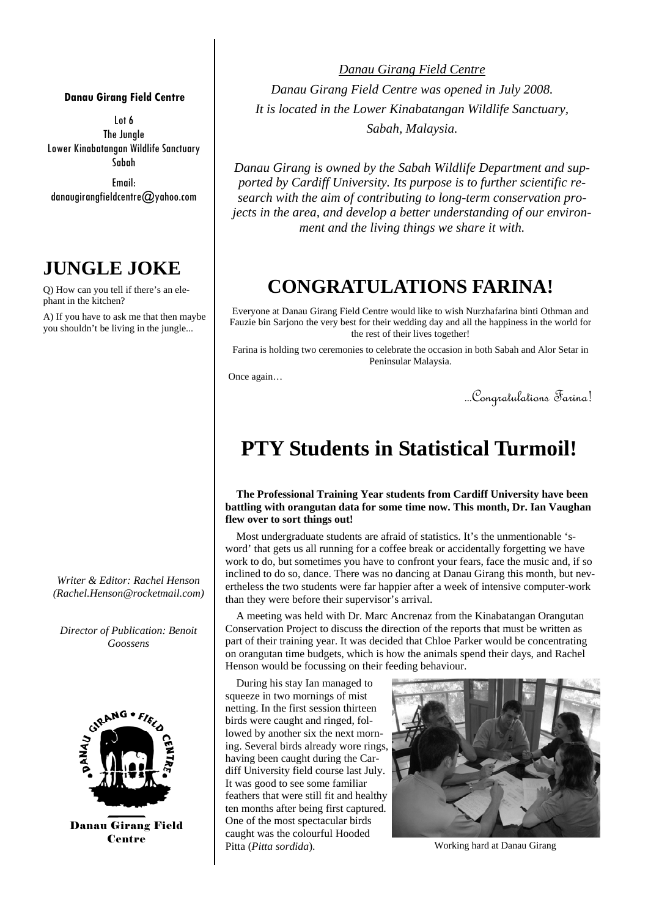**Danau Girang Field Centre**

Lot 6
The Jungle
Lower Kinabatangan Wildlife Sanctuary
Sabah

Email:
danaugirangfieldcentre@yahoo.com

## JUNGLE JOKE

Q) How can you tell if there's an elephant in the kitchen?

A) If you have to ask me that then maybe you shouldn't be living in the jungle...

*Writer & Editor: Rachel Henson (Rachel.Henson@rocketmail.com)*

*Director of Publication: Benoit Goossens*

Danau Girang Field Centre

*Danau Girang Field Centre*

*Danau Girang Field Centre was opened in July 2008. It is located in the Lower Kinabatangan Wildlife Sanctuary, Sabah, Malaysia.*

*Danau Girang is owned by the Sabah Wildlife Department and supported by Cardiff University. Its purpose is to further scientific research with the aim of contributing to long-term conservation projects in the area, and develop a better understanding of our environment and the living things we share it with.*

## CONGRATULATIONS FARINA!

Everyone at Danau Girang Field Centre would like to wish Nurzhafarina binti Othman and Fauzie bin Sarjono the very best for their wedding day and all the happiness in the world for the rest of their lives together!

Farina is holding two ceremonies to celebrate the occasion in both Sabah and Alor Setar in Peninsular Malaysia.

Once again…

…Congratulations Farina!

# PTY Students in Statistical Turmoil!

**The Professional Training Year students from Cardiff University have been battling with orangutan data for some time now. This month, Dr. Ian Vaughan flew over to sort things out!**

Most undergraduate students are afraid of statistics. It's the unmentionable 's-word' that gets us all running for a coffee break or accidentally forgetting we have work to do, but sometimes you have to confront your fears, face the music and, if so inclined to do so, dance. There was no dancing at Danau Girang this month, but nevertheless the two students were far happier after a week of intensive computer-work than they were before their supervisor's arrival.

A meeting was held with Dr. Marc Ancrenaz from the Kinabatangan Orangutan Conservation Project to discuss the direction of the reports that must be written as part of their training year. It was decided that Chloe Parker would be concentrating on orangutan time budgets, which is how the animals spend their days, and Rachel Henson would be focussing on their feeding behaviour.

During his stay Ian managed to squeeze in two mornings of mist netting. In the first session thirteen birds were caught and ringed, followed by another six the next morning. Several birds already wore rings, having been caught during the Cardiff University field course last July. It was good to see some familiar feathers that were still fit and healthy ten months after being first captured. One of the most spectacular birds caught was the colourful Hooded Pitta (*Pitta sordida*).

Working hard at Danau Girang